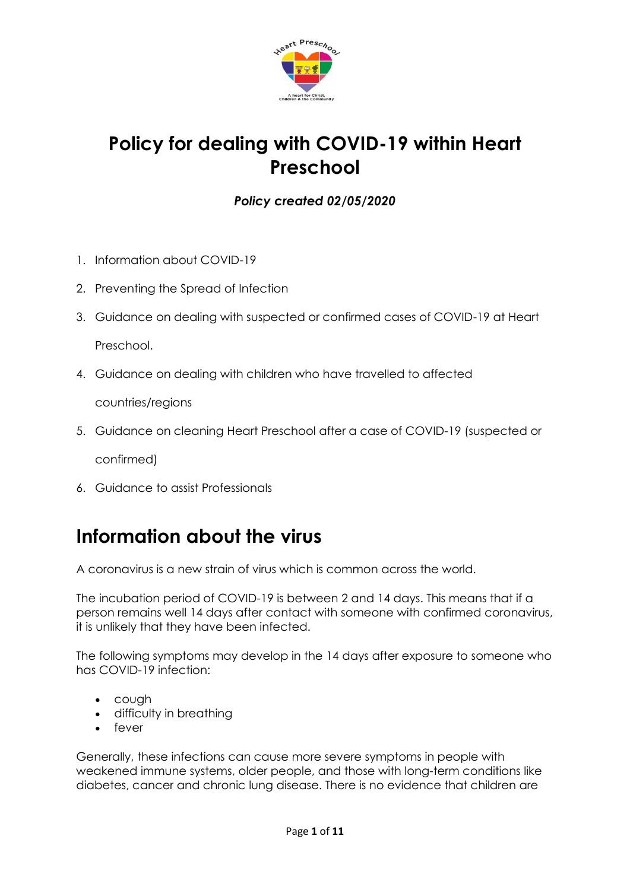# Policy for dealing with COVID-19 within Heart Preschool

***Policy created 02/05/2020***

1. Information about COVID-19
2. Preventing the Spread of Infection
3. Guidance on dealing with suspected or confirmed cases of COVID-19 at Heart Preschool.
4. Guidance on dealing with children who have travelled to affected countries/regions
5. Guidance on cleaning Heart Preschool after a case of COVID-19 (suspected or confirmed)
6. Guidance to assist Professionals

## Information about the virus

A coronavirus is a new strain of virus which is common across the world.

The incubation period of COVID-19 is between 2 and 14 days. This means that if a person remains well 14 days after contact with someone with confirmed coronavirus, it is unlikely that they have been infected.

The following symptoms may develop in the 14 days after exposure to someone who has COVID-19 infection:

- cough
- difficulty in breathing
- fever

Generally, these infections can cause more severe symptoms in people with weakened immune systems, older people, and those with long-term conditions like diabetes, cancer and chronic lung disease. There is no evidence that children are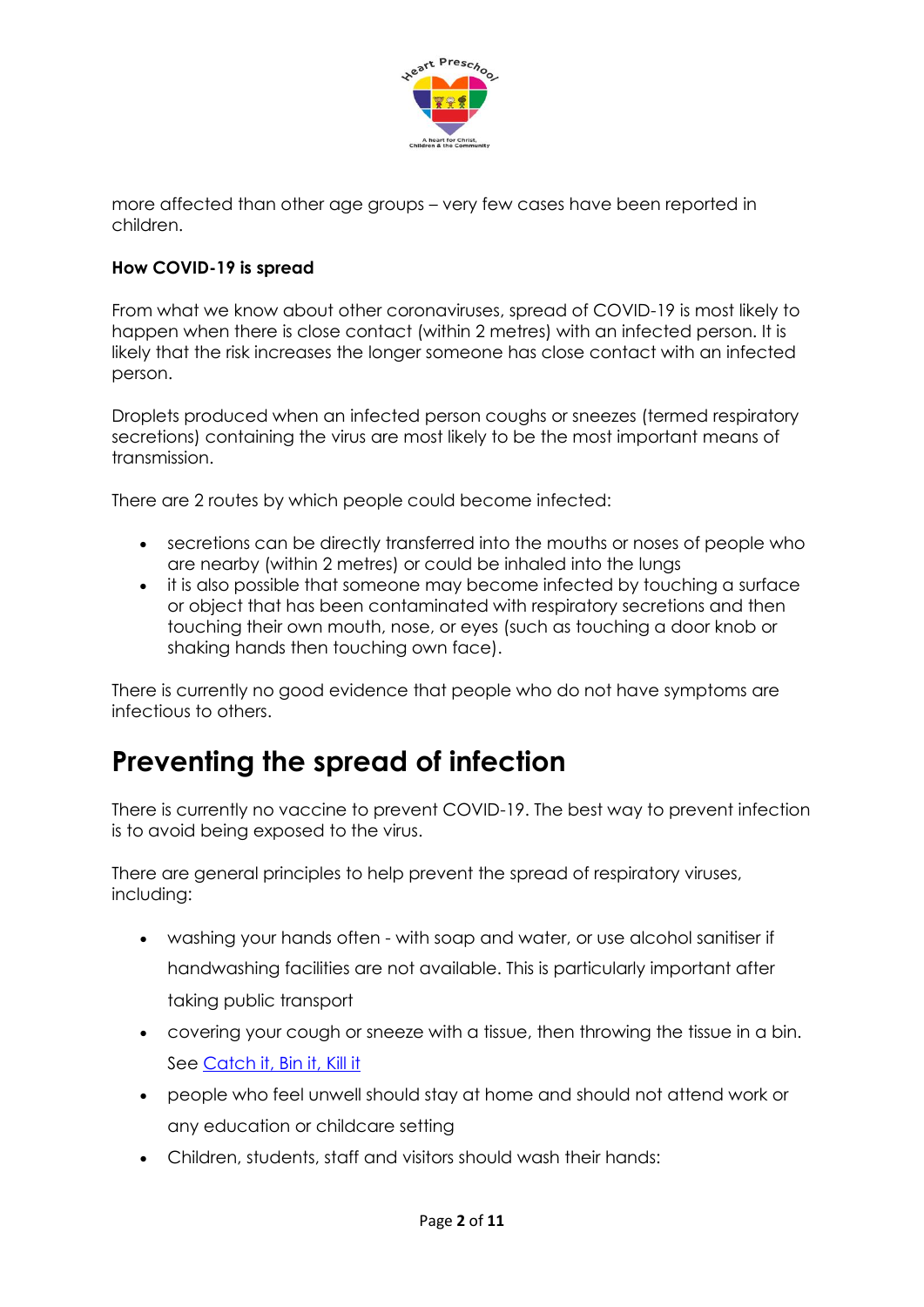more affected than other age groups – very few cases have been reported in children.

**How COVID-19 is spread**

From what we know about other coronaviruses, spread of COVID-19 is most likely to happen when there is close contact (within 2 metres) with an infected person. It is likely that the risk increases the longer someone has close contact with an infected person.

Droplets produced when an infected person coughs or sneezes (termed respiratory secretions) containing the virus are most likely to be the most important means of transmission.

There are 2 routes by which people could become infected:

- secretions can be directly transferred into the mouths or noses of people who are nearby (within 2 metres) or could be inhaled into the lungs
- it is also possible that someone may become infected by touching a surface or object that has been contaminated with respiratory secretions and then touching their own mouth, nose, or eyes (such as touching a door knob or shaking hands then touching own face).

There is currently no good evidence that people who do not have symptoms are infectious to others.

# Preventing the spread of infection

There is currently no vaccine to prevent COVID-19. The best way to prevent infection is to avoid being exposed to the virus.

There are general principles to help prevent the spread of respiratory viruses, including:

- washing your hands often - with soap and water, or use alcohol sanitiser if handwashing facilities are not available. This is particularly important after taking public transport
- covering your cough or sneeze with a tissue, then throwing the tissue in a bin. See [Catch it, Bin it, Kill it]
- people who feel unwell should stay at home and should not attend work or any education or childcare setting
- Children, students, staff and visitors should wash their hands: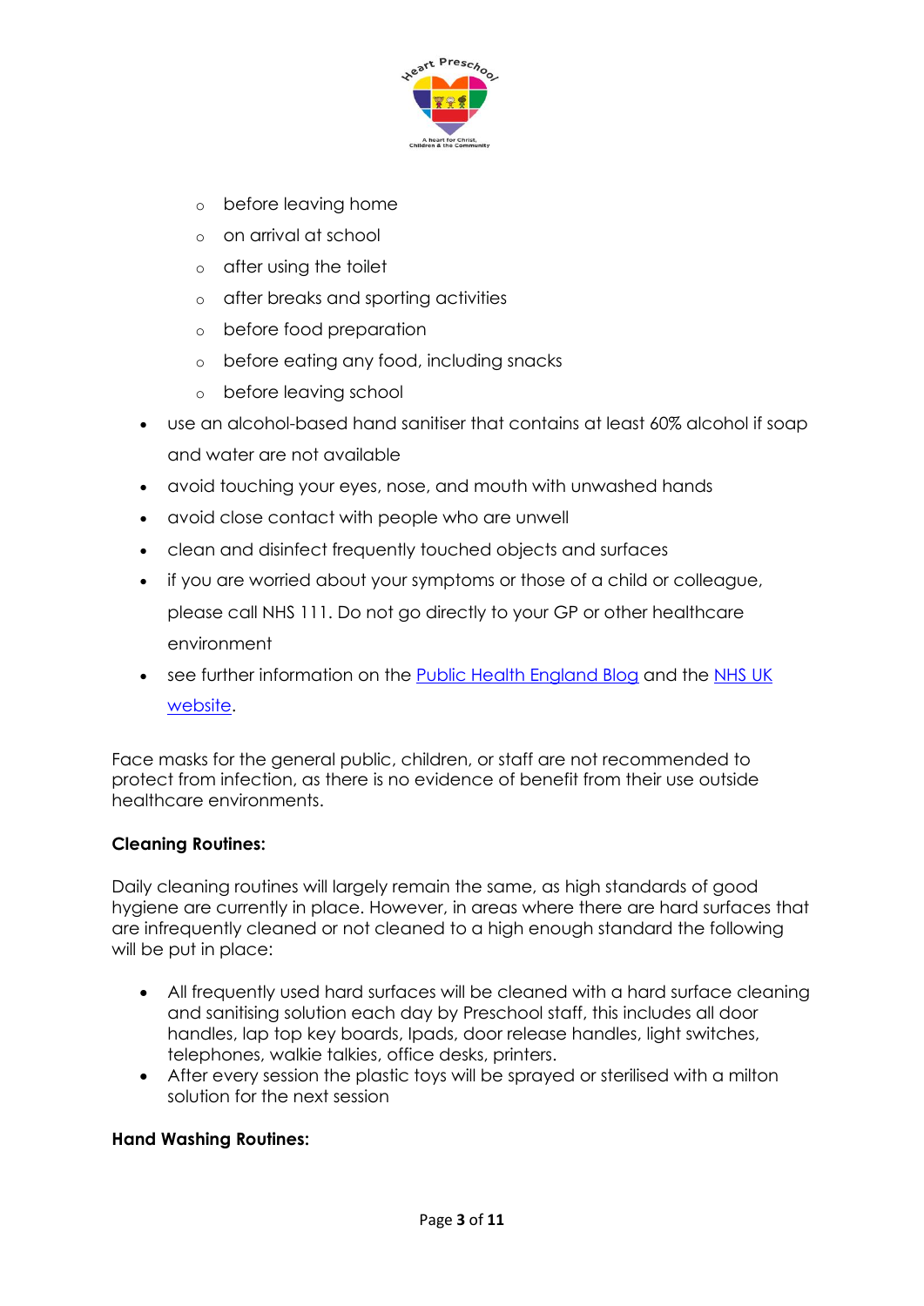- before leaving home
  - on arrival at school
  - after using the toilet
  - after breaks and sporting activities
  - before food preparation
  - before eating any food, including snacks
  - before leaving school
- use an alcohol-based hand sanitiser that contains at least 60% alcohol if soap and water are not available
- avoid touching your eyes, nose, and mouth with unwashed hands
- avoid close contact with people who are unwell
- clean and disinfect frequently touched objects and surfaces
- if you are worried about your symptoms or those of a child or colleague, please call NHS 111. Do not go directly to your GP or other healthcare environment
- see further information on the Public Health England Blog and the NHS UK website.

Face masks for the general public, children, or staff are not recommended to protect from infection, as there is no evidence of benefit from their use outside healthcare environments.

**Cleaning Routines:**

Daily cleaning routines will largely remain the same, as high standards of good hygiene are currently in place. However, in areas where there are hard surfaces that are infrequently cleaned or not cleaned to a high enough standard the following will be put in place:

- All frequently used hard surfaces will be cleaned with a hard surface cleaning and sanitising solution each day by Preschool staff, this includes all door handles, lap top key boards, Ipads, door release handles, light switches, telephones, walkie talkies, office desks, printers.
- After every session the plastic toys will be sprayed or sterilised with a milton solution for the next session

**Hand Washing Routines:**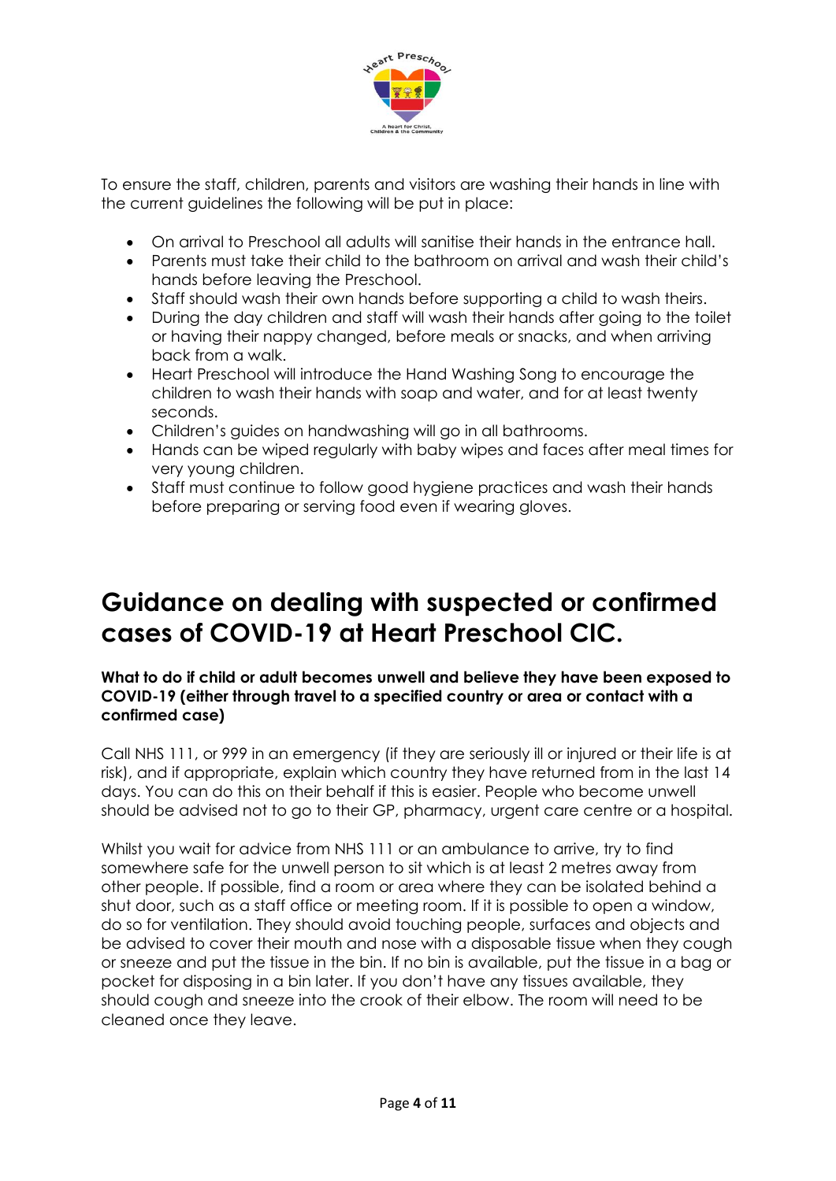To ensure the staff, children, parents and visitors are washing their hands in line with the current guidelines the following will be put in place:

- On arrival to Preschool all adults will sanitise their hands in the entrance hall.
- Parents must take their child to the bathroom on arrival and wash their child's hands before leaving the Preschool.
- Staff should wash their own hands before supporting a child to wash theirs.
- During the day children and staff will wash their hands after going to the toilet or having their nappy changed, before meals or snacks, and when arriving back from a walk.
- Heart Preschool will introduce the Hand Washing Song to encourage the children to wash their hands with soap and water, and for at least twenty seconds.
- Children's guides on handwashing will go in all bathrooms.
- Hands can be wiped regularly with baby wipes and faces after meal times for very young children.
- Staff must continue to follow good hygiene practices and wash their hands before preparing or serving food even if wearing gloves.

# Guidance on dealing with suspected or confirmed cases of COVID-19 at Heart Preschool CIC.

**What to do if child or adult becomes unwell and believe they have been exposed to COVID-19 (either through travel to a specified country or area or contact with a confirmed case)**

Call NHS 111, or 999 in an emergency (if they are seriously ill or injured or their life is at risk), and if appropriate, explain which country they have returned from in the last 14 days. You can do this on their behalf if this is easier. People who become unwell should be advised not to go to their GP, pharmacy, urgent care centre or a hospital.

Whilst you wait for advice from NHS 111 or an ambulance to arrive, try to find somewhere safe for the unwell person to sit which is at least 2 metres away from other people. If possible, find a room or area where they can be isolated behind a shut door, such as a staff office or meeting room. If it is possible to open a window, do so for ventilation. They should avoid touching people, surfaces and objects and be advised to cover their mouth and nose with a disposable tissue when they cough or sneeze and put the tissue in the bin. If no bin is available, put the tissue in a bag or pocket for disposing in a bin later. If you don't have any tissues available, they should cough and sneeze into the crook of their elbow. The room will need to be cleaned once they leave.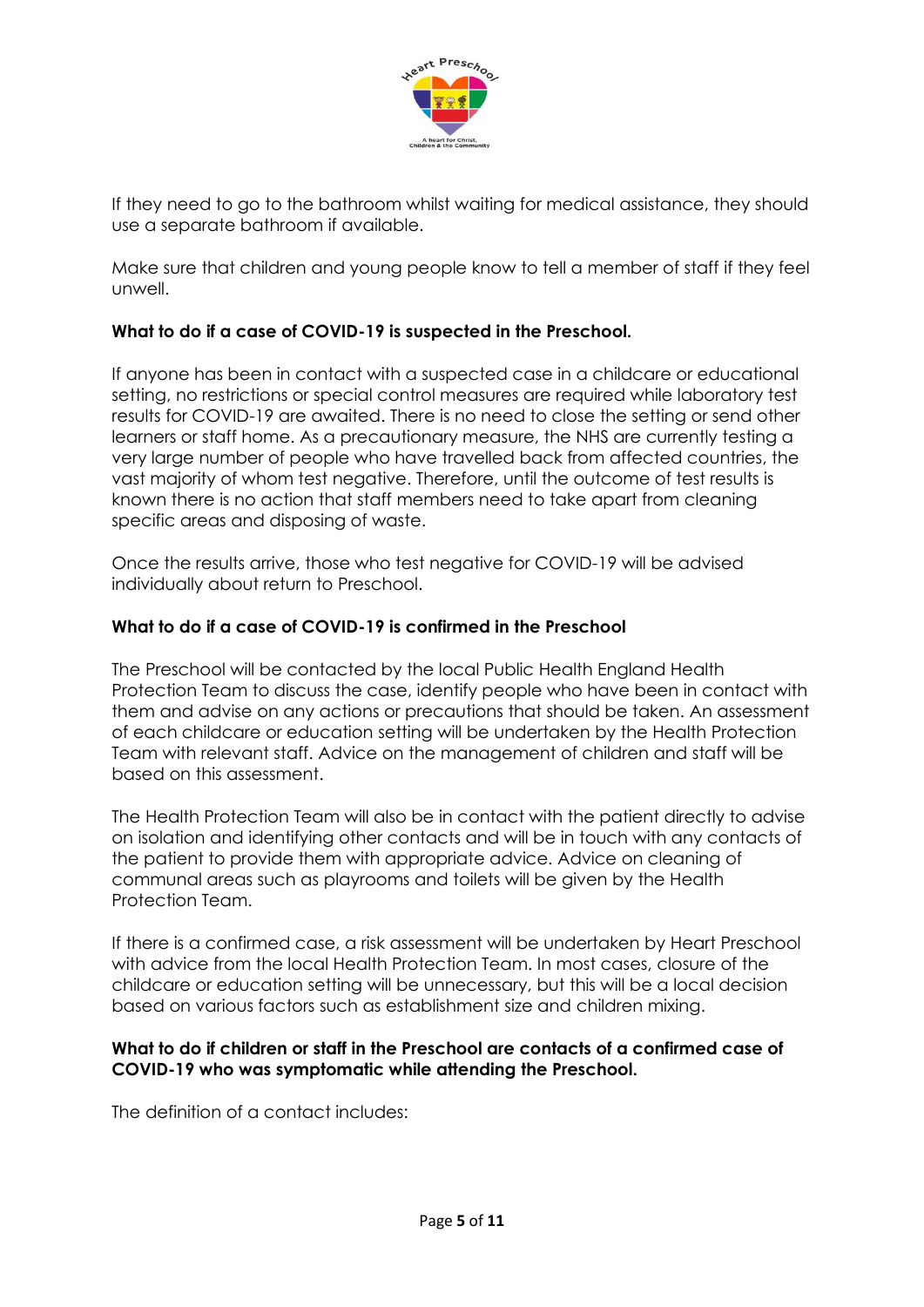If they need to go to the bathroom whilst waiting for medical assistance, they should use a separate bathroom if available.

Make sure that children and young people know to tell a member of staff if they feel unwell.

**What to do if a case of COVID-19 is suspected in the Preschool.**

If anyone has been in contact with a suspected case in a childcare or educational setting, no restrictions or special control measures are required while laboratory test results for COVID-19 are awaited. There is no need to close the setting or send other learners or staff home. As a precautionary measure, the NHS are currently testing a very large number of people who have travelled back from affected countries, the vast majority of whom test negative. Therefore, until the outcome of test results is known there is no action that staff members need to take apart from cleaning specific areas and disposing of waste.

Once the results arrive, those who test negative for COVID-19 will be advised individually about return to Preschool.

**What to do if a case of COVID-19 is confirmed in the Preschool**

The Preschool will be contacted by the local Public Health England Health Protection Team to discuss the case, identify people who have been in contact with them and advise on any actions or precautions that should be taken. An assessment of each childcare or education setting will be undertaken by the Health Protection Team with relevant staff. Advice on the management of children and staff will be based on this assessment.

The Health Protection Team will also be in contact with the patient directly to advise on isolation and identifying other contacts and will be in touch with any contacts of the patient to provide them with appropriate advice. Advice on cleaning of communal areas such as playrooms and toilets will be given by the Health Protection Team.

If there is a confirmed case, a risk assessment will be undertaken by Heart Preschool with advice from the local Health Protection Team. In most cases, closure of the childcare or education setting will be unnecessary, but this will be a local decision based on various factors such as establishment size and children mixing.

**What to do if children or staff in the Preschool are contacts of a confirmed case of COVID-19 who was symptomatic while attending the Preschool.**

The definition of a contact includes: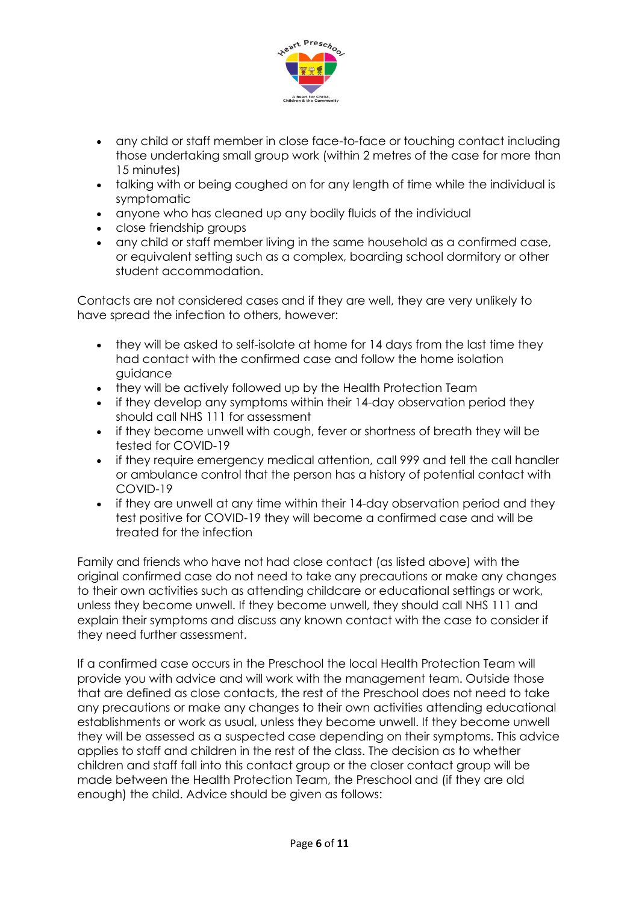- any child or staff member in close face-to-face or touching contact including those undertaking small group work (within 2 metres of the case for more than 15 minutes)
- talking with or being coughed on for any length of time while the individual is symptomatic
- anyone who has cleaned up any bodily fluids of the individual
- close friendship groups
- any child or staff member living in the same household as a confirmed case, or equivalent setting such as a complex, boarding school dormitory or other student accommodation.

Contacts are not considered cases and if they are well, they are very unlikely to have spread the infection to others, however:

- they will be asked to self-isolate at home for 14 days from the last time they had contact with the confirmed case and follow the home isolation guidance
- they will be actively followed up by the Health Protection Team
- if they develop any symptoms within their 14-day observation period they should call NHS 111 for assessment
- if they become unwell with cough, fever or shortness of breath they will be tested for COVID-19
- if they require emergency medical attention, call 999 and tell the call handler or ambulance control that the person has a history of potential contact with COVID-19
- if they are unwell at any time within their 14-day observation period and they test positive for COVID-19 they will become a confirmed case and will be treated for the infection

Family and friends who have not had close contact (as listed above) with the original confirmed case do not need to take any precautions or make any changes to their own activities such as attending childcare or educational settings or work, unless they become unwell. If they become unwell, they should call NHS 111 and explain their symptoms and discuss any known contact with the case to consider if they need further assessment.

If a confirmed case occurs in the Preschool the local Health Protection Team will provide you with advice and will work with the management team. Outside those that are defined as close contacts, the rest of the Preschool does not need to take any precautions or make any changes to their own activities attending educational establishments or work as usual, unless they become unwell. If they become unwell they will be assessed as a suspected case depending on their symptoms. This advice applies to staff and children in the rest of the class. The decision as to whether children and staff fall into this contact group or the closer contact group will be made between the Health Protection Team, the Preschool and (if they are old enough) the child. Advice should be given as follows: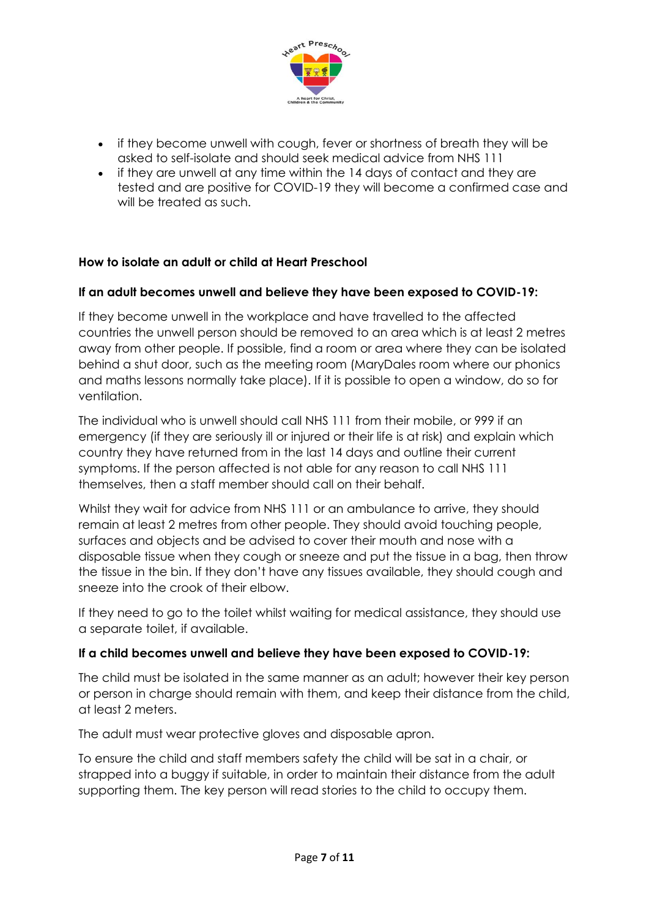- if they become unwell with cough, fever or shortness of breath they will be asked to self-isolate and should seek medical advice from NHS 111
- if they are unwell at any time within the 14 days of contact and they are tested and are positive for COVID-19 they will become a confirmed case and will be treated as such.

**How to isolate an adult or child at Heart Preschool**

**If an adult becomes unwell and believe they have been exposed to COVID-19:**

If they become unwell in the workplace and have travelled to the affected countries the unwell person should be removed to an area which is at least 2 metres away from other people. If possible, find a room or area where they can be isolated behind a shut door, such as the meeting room (MaryDales room where our phonics and maths lessons normally take place). If it is possible to open a window, do so for ventilation.

The individual who is unwell should call NHS 111 from their mobile, or 999 if an emergency (if they are seriously ill or injured or their life is at risk) and explain which country they have returned from in the last 14 days and outline their current symptoms. If the person affected is not able for any reason to call NHS 111 themselves, then a staff member should call on their behalf.

Whilst they wait for advice from NHS 111 or an ambulance to arrive, they should remain at least 2 metres from other people. They should avoid touching people, surfaces and objects and be advised to cover their mouth and nose with a disposable tissue when they cough or sneeze and put the tissue in a bag, then throw the tissue in the bin. If they don't have any tissues available, they should cough and sneeze into the crook of their elbow.

If they need to go to the toilet whilst waiting for medical assistance, they should use a separate toilet, if available.

**If a child becomes unwell and believe they have been exposed to COVID-19:**

The child must be isolated in the same manner as an adult; however their key person or person in charge should remain with them, and keep their distance from the child, at least 2 meters.

The adult must wear protective gloves and disposable apron.

To ensure the child and staff members safety the child will be sat in a chair, or strapped into a buggy if suitable, in order to maintain their distance from the adult supporting them. The key person will read stories to the child to occupy them.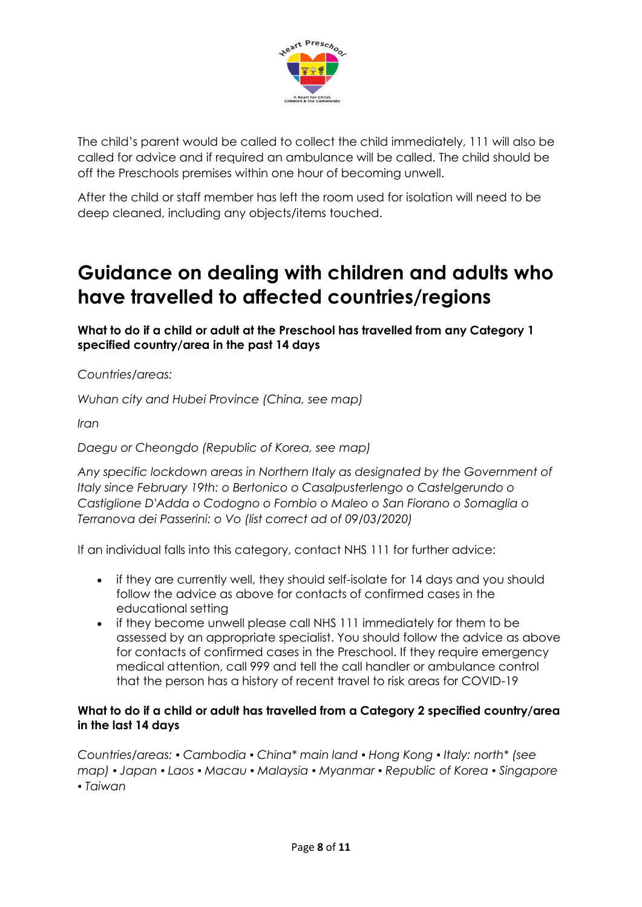The child's parent would be called to collect the child immediately, 111 will also be called for advice and if required an ambulance will be called. The child should be off the Preschools premises within one hour of becoming unwell.

After the child or staff member has left the room used for isolation will need to be deep cleaned, including any objects/items touched.

# Guidance on dealing with children and adults who have travelled to affected countries/regions

**What to do if a child or adult at the Preschool has travelled from any Category 1 specified country/area in the past 14 days**

*Countries/areas:*

*Wuhan city and Hubei Province (China, see map)*

*Iran*

*Daegu or Cheongdo (Republic of Korea, see map)*

*Any specific lockdown areas in Northern Italy as designated by the Government of Italy since February 19th: o Bertonico o Casalpusterlengo o Castelgerundo o Castiglione D'Adda o Codogno o Fombio o Maleo o San Fiorano o Somaglia o Terranova dei Passerini: o Vo (list correct ad of 09/03/2020)*

If an individual falls into this category, contact NHS 111 for further advice:

- if they are currently well, they should self-isolate for 14 days and you should follow the advice as above for contacts of confirmed cases in the educational setting
- if they become unwell please call NHS 111 immediately for them to be assessed by an appropriate specialist. You should follow the advice as above for contacts of confirmed cases in the Preschool. If they require emergency medical attention, call 999 and tell the call handler or ambulance control that the person has a history of recent travel to risk areas for COVID-19

**What to do if a child or adult has travelled from a Category 2 specified country/area in the last 14 days**

*Countries/areas: ▪ Cambodia ▪ China* main land ▪ Hong Kong ▪ Italy: north* (see map) ▪ Japan ▪ Laos ▪ Macau ▪ Malaysia ▪ Myanmar ▪ Republic of Korea ▪ Singapore ▪ Taiwan*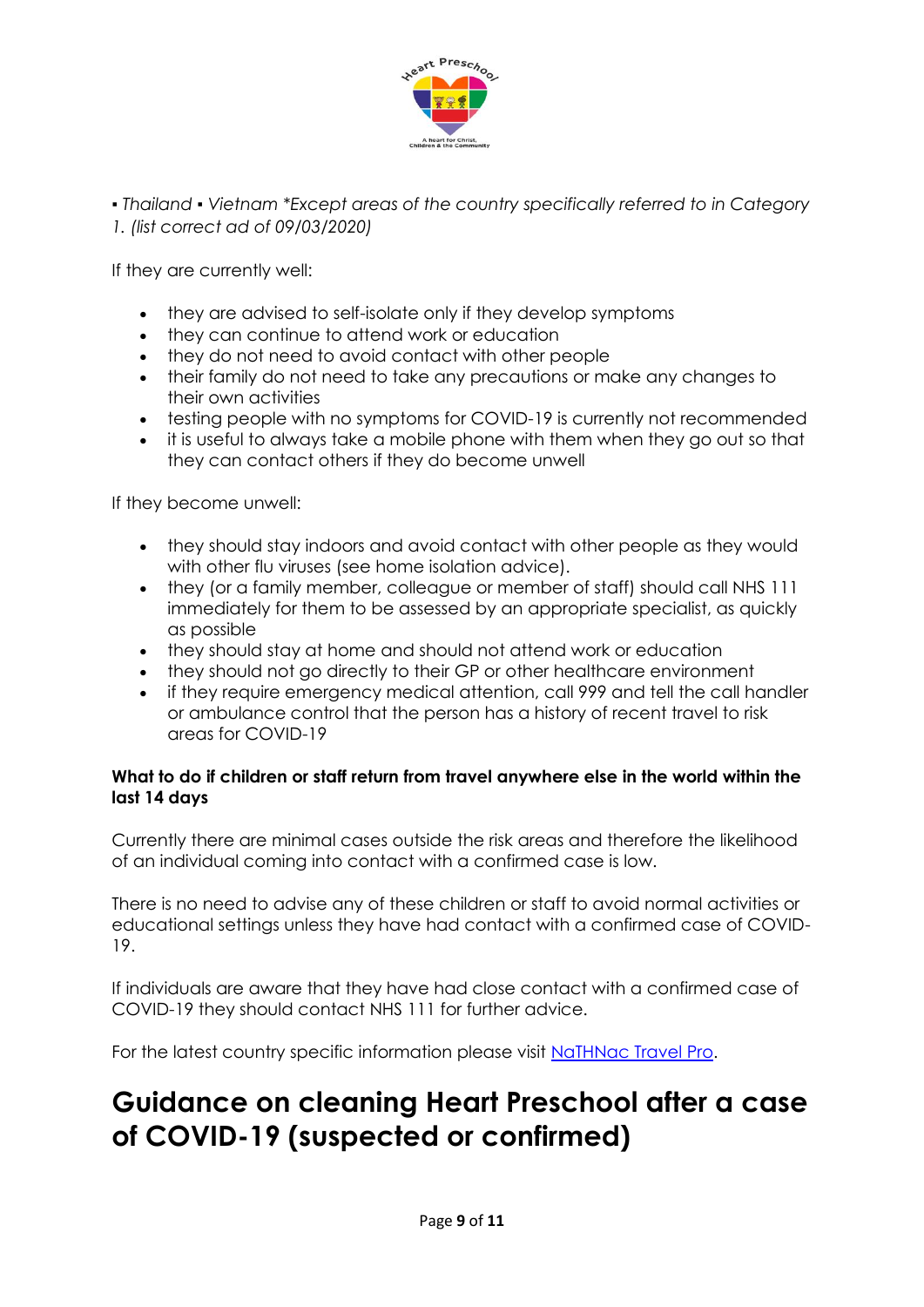▪ *Thailand* ▪ *Vietnam \*Except areas of the country specifically referred to in Category 1. (list correct ad of 09/03/2020)*

If they are currently well:

- they are advised to self-isolate only if they develop symptoms
- they can continue to attend work or education
- they do not need to avoid contact with other people
- their family do not need to take any precautions or make any changes to their own activities
- testing people with no symptoms for COVID-19 is currently not recommended
- it is useful to always take a mobile phone with them when they go out so that they can contact others if they do become unwell

If they become unwell:

- they should stay indoors and avoid contact with other people as they would with other flu viruses (see home isolation advice).
- they (or a family member, colleague or member of staff) should call NHS 111 immediately for them to be assessed by an appropriate specialist, as quickly as possible
- they should stay at home and should not attend work or education
- they should not go directly to their GP or other healthcare environment
- if they require emergency medical attention, call 999 and tell the call handler or ambulance control that the person has a history of recent travel to risk areas for COVID-19

**What to do if children or staff return from travel anywhere else in the world within the last 14 days**

Currently there are minimal cases outside the risk areas and therefore the likelihood of an individual coming into contact with a confirmed case is low.

There is no need to advise any of these children or staff to avoid normal activities or educational settings unless they have had contact with a confirmed case of COVID-19.

If individuals are aware that they have had close contact with a confirmed case of COVID-19 they should contact NHS 111 for further advice.

For the latest country specific information please visit NaTHNac Travel Pro.

# Guidance on cleaning Heart Preschool after a case of COVID-19 (suspected or confirmed)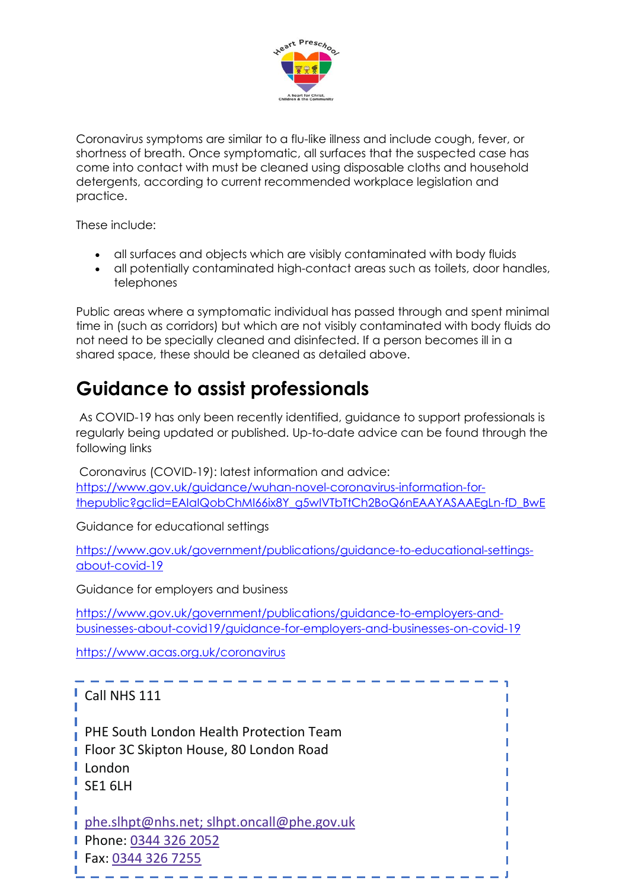Coronavirus symptoms are similar to a flu-like illness and include cough, fever, or shortness of breath. Once symptomatic, all surfaces that the suspected case has come into contact with must be cleaned using disposable cloths and household detergents, according to current recommended workplace legislation and practice.

These include:

- all surfaces and objects which are visibly contaminated with body fluids
- all potentially contaminated high-contact areas such as toilets, door handles, telephones

Public areas where a symptomatic individual has passed through and spent minimal time in (such as corridors) but which are not visibly contaminated with body fluids do not need to be specially cleaned and disinfected. If a person becomes ill in a shared space, these should be cleaned as detailed above.

## Guidance to assist professionals

As COVID-19 has only been recently identified, guidance to support professionals is regularly being updated or published. Up-to-date advice can be found through the following links

Coronavirus (COVID-19): latest information and advice: https://www.gov.uk/guidance/wuhan-novel-coronavirus-information-for-thepublic?gclid=EAIaIQobChMI66ix8Y_g5wIVTbTtCh2BoQ6nEAAYASAAEgLn-fD_BwE

Guidance for educational settings

https://www.gov.uk/government/publications/guidance-to-educational-settings-about-covid-19

Guidance for employers and business

https://www.gov.uk/government/publications/guidance-to-employers-and-businesses-about-covid19/guidance-for-employers-and-businesses-on-covid-19

https://www.acas.org.uk/coronavirus

Call NHS 111

PHE South London Health Protection Team
Floor 3C Skipton House, 80 London Road
London
SE1 6LH

phe.slhpt@nhs.net; slhpt.oncall@phe.gov.uk
Phone: 0344 326 2052
Fax: 0344 326 7255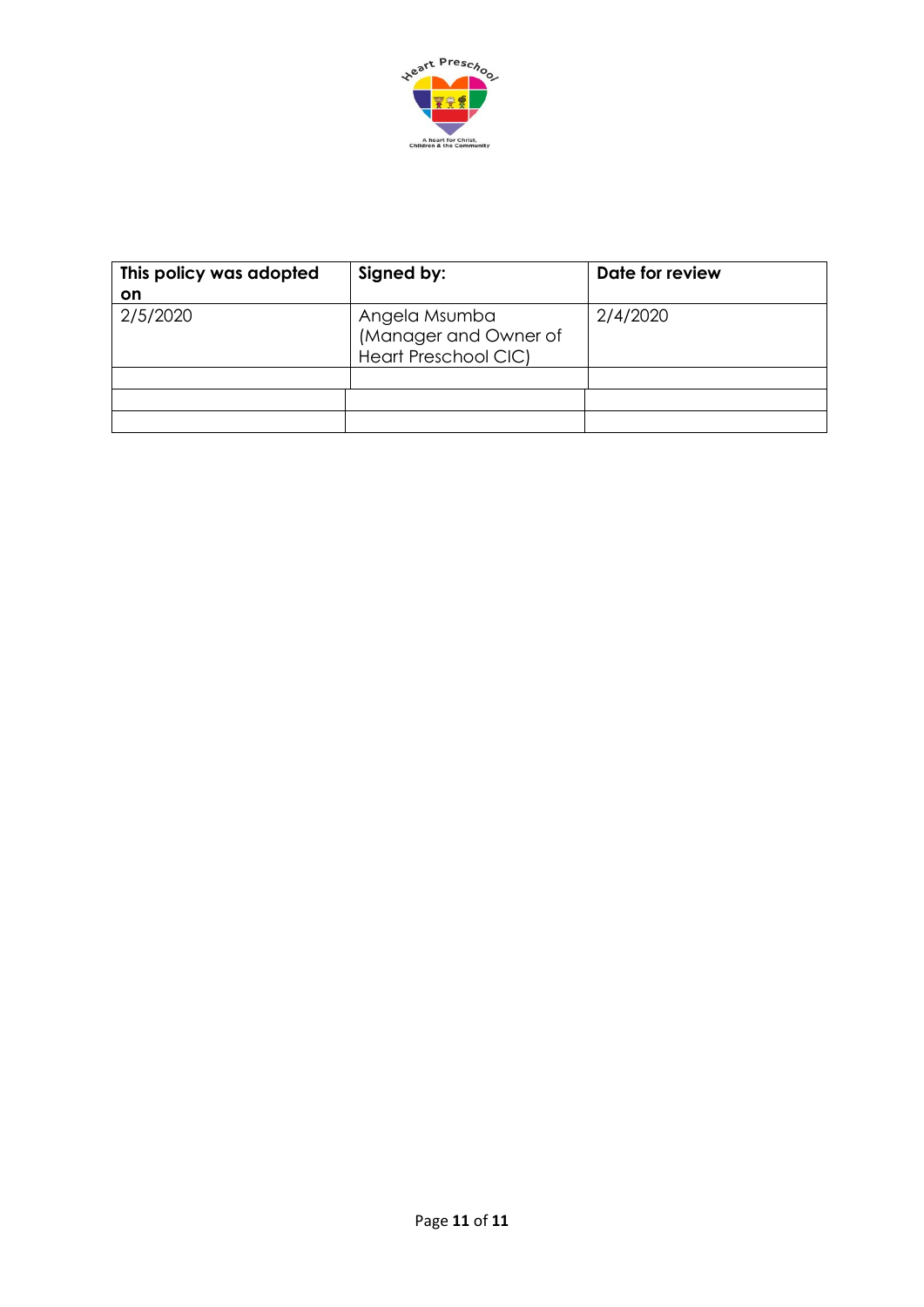| This policy was adopted on | Signed by: | Date for review |
|---|---|---|
| 2/5/2020 | Angela Msumba (Manager and Owner of Heart Preschool CIC) | 2/4/2020 |
| | | |
| | | |
| | | |